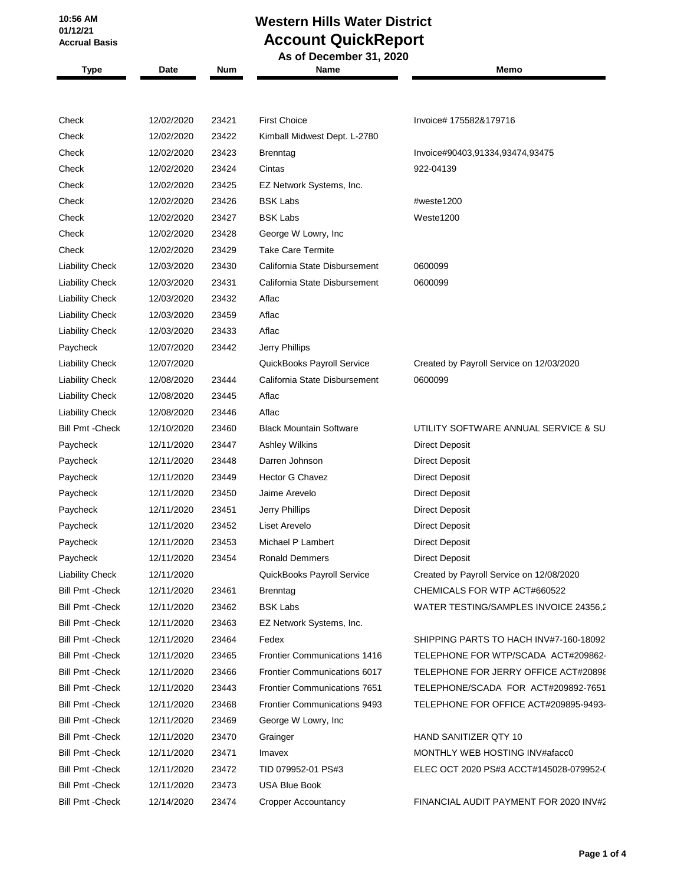10:56 AM
01/12/21
Accrual Basis

# Western Hills Water District

## Account QuickReport

**As of December 31, 2020**

| Type | Date | Num | Name | Memo |
|---|---|---|---|---|
| Check | 12/02/2020 | 23421 | First Choice | Invoice# 175582&179716 |
| Check | 12/02/2020 | 23422 | Kimball Midwest Dept. L-2780 | |
| Check | 12/02/2020 | 23423 | Brenntag | Invoice#90403,91334,93474,93475 |
| Check | 12/02/2020 | 23424 | Cintas | 922-04139 |
| Check | 12/02/2020 | 23425 | EZ Network Systems, Inc. | |
| Check | 12/02/2020 | 23426 | BSK Labs | #weste1200 |
| Check | 12/02/2020 | 23427 | BSK Labs | Weste1200 |
| Check | 12/02/2020 | 23428 | George W Lowry, Inc | |
| Check | 12/02/2020 | 23429 | Take Care Termite | |
| Liability Check | 12/03/2020 | 23430 | California State Disbursement | 0600099 |
| Liability Check | 12/03/2020 | 23431 | California State Disbursement | 0600099 |
| Liability Check | 12/03/2020 | 23432 | Aflac | |
| Liability Check | 12/03/2020 | 23459 | Aflac | |
| Liability Check | 12/03/2020 | 23433 | Aflac | |
| Paycheck | 12/07/2020 | 23442 | Jerry Phillips | |
| Liability Check | 12/07/2020 | | QuickBooks Payroll Service | Created by Payroll Service on 12/03/2020 |
| Liability Check | 12/08/2020 | 23444 | California State Disbursement | 0600099 |
| Liability Check | 12/08/2020 | 23445 | Aflac | |
| Liability Check | 12/08/2020 | 23446 | Aflac | |
| Bill Pmt -Check | 12/10/2020 | 23460 | Black Mountain Software | UTILITY SOFTWARE ANNUAL SERVICE & SU |
| Paycheck | 12/11/2020 | 23447 | Ashley Wilkins | Direct Deposit |
| Paycheck | 12/11/2020 | 23448 | Darren Johnson | Direct Deposit |
| Paycheck | 12/11/2020 | 23449 | Hector G Chavez | Direct Deposit |
| Paycheck | 12/11/2020 | 23450 | Jaime Arevelo | Direct Deposit |
| Paycheck | 12/11/2020 | 23451 | Jerry Phillips | Direct Deposit |
| Paycheck | 12/11/2020 | 23452 | Liset Arevelo | Direct Deposit |
| Paycheck | 12/11/2020 | 23453 | Michael P Lambert | Direct Deposit |
| Paycheck | 12/11/2020 | 23454 | Ronald Demmers | Direct Deposit |
| Liability Check | 12/11/2020 | | QuickBooks Payroll Service | Created by Payroll Service on 12/08/2020 |
| Bill Pmt -Check | 12/11/2020 | 23461 | Brenntag | CHEMICALS FOR WTP ACT#660522 |
| Bill Pmt -Check | 12/11/2020 | 23462 | BSK Labs | WATER TESTING/SAMPLES INVOICE 24356,2 |
| Bill Pmt -Check | 12/11/2020 | 23463 | EZ Network Systems, Inc. | |
| Bill Pmt -Check | 12/11/2020 | 23464 | Fedex | SHIPPING PARTS TO HACH INV#7-160-18092 |
| Bill Pmt -Check | 12/11/2020 | 23465 | Frontier Communications 1416 | TELEPHONE FOR WTP/SCADA ACT#209862- |
| Bill Pmt -Check | 12/11/2020 | 23466 | Frontier Communications 6017 | TELEPHONE FOR JERRY OFFICE ACT#20898 |
| Bill Pmt -Check | 12/11/2020 | 23443 | Frontier Communications 7651 | TELEPHONE/SCADA FOR ACT#209892-7651 |
| Bill Pmt -Check | 12/11/2020 | 23468 | Frontier Communications 9493 | TELEPHONE FOR OFFICE ACT#209895-9493- |
| Bill Pmt -Check | 12/11/2020 | 23469 | George W Lowry, Inc | |
| Bill Pmt -Check | 12/11/2020 | 23470 | Grainger | HAND SANITIZER QTY 10 |
| Bill Pmt -Check | 12/11/2020 | 23471 | Imavex | MONTHLY WEB HOSTING INV#afacc0 |
| Bill Pmt -Check | 12/11/2020 | 23472 | TID 079952-01 PS#3 | ELEC OCT 2020 PS#3 ACCT#145028-079952-( |
| Bill Pmt -Check | 12/11/2020 | 23473 | USA Blue Book | |
| Bill Pmt -Check | 12/14/2020 | 23474 | Cropper Accountancy | FINANCIAL AUDIT PAYMENT FOR 2020 INV#2 |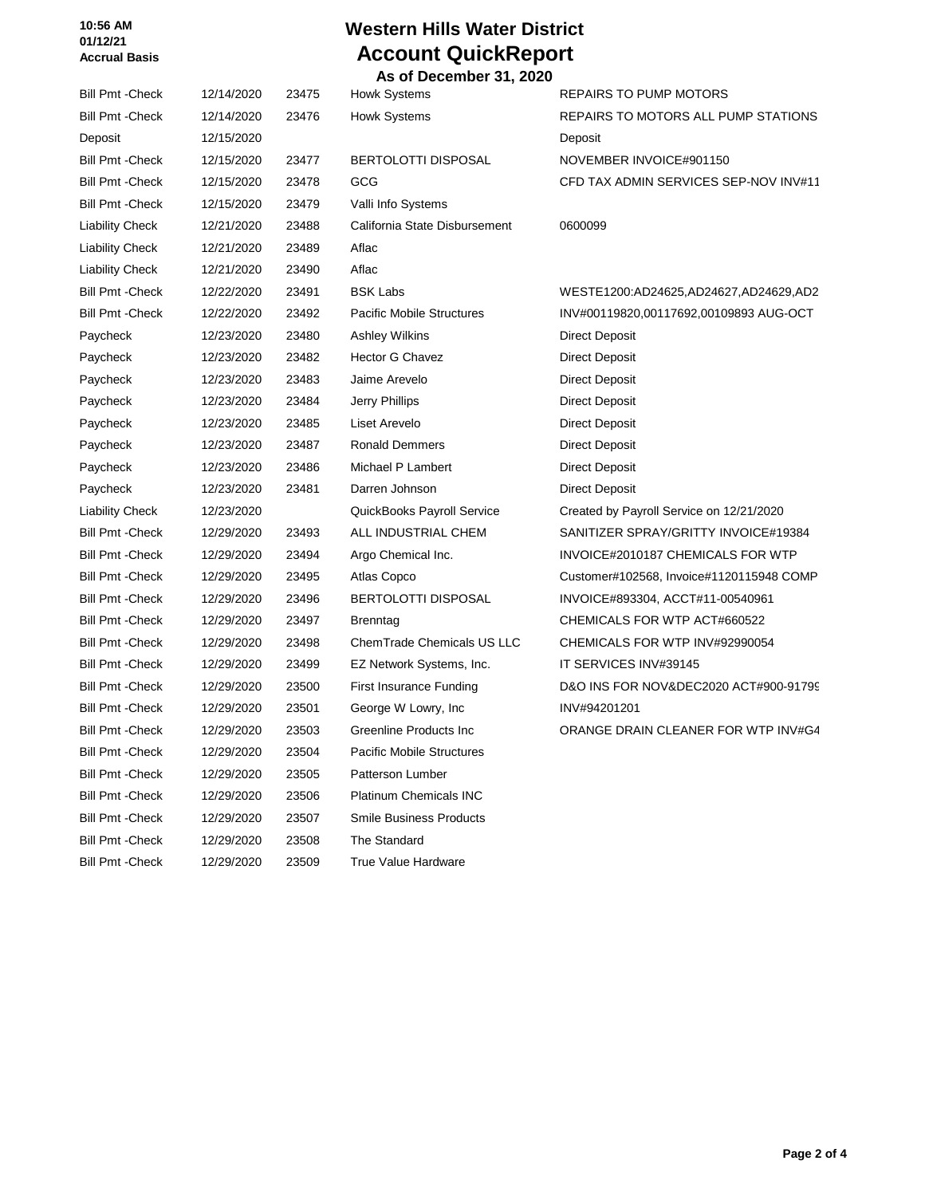# Western Hills Water District

## Account QuickReport

### As of December 31, 2020

10:56 AM
01/12/21
**Accrual Basis**

| | | | | |
|---|---|---|---|---|
| Bill Pmt -Check | 12/14/2020 | 23475 | Howk Systems | REPAIRS TO PUMP MOTORS |
| Bill Pmt -Check | 12/14/2020 | 23476 | Howk Systems | REPAIRS TO MOTORS ALL PUMP STATIONS |
| Deposit | 12/15/2020 | | | Deposit |
| Bill Pmt -Check | 12/15/2020 | 23477 | BERTOLOTTI DISPOSAL | NOVEMBER INVOICE#901150 |
| Bill Pmt -Check | 12/15/2020 | 23478 | GCG | CFD TAX ADMIN SERVICES SEP-NOV INV#11 |
| Bill Pmt -Check | 12/15/2020 | 23479 | Valli Info Systems | |
| Liability Check | 12/21/2020 | 23488 | California State Disbursement | 0600099 |
| Liability Check | 12/21/2020 | 23489 | Aflac | |
| Liability Check | 12/21/2020 | 23490 | Aflac | |
| Bill Pmt -Check | 12/22/2020 | 23491 | BSK Labs | WESTE1200:AD24625,AD24627,AD24629,AD2 |
| Bill Pmt -Check | 12/22/2020 | 23492 | Pacific Mobile Structures | INV#00119820,00117692,00109893 AUG-OCT |
| Paycheck | 12/23/2020 | 23480 | Ashley Wilkins | Direct Deposit |
| Paycheck | 12/23/2020 | 23482 | Hector G Chavez | Direct Deposit |
| Paycheck | 12/23/2020 | 23483 | Jaime Arevelo | Direct Deposit |
| Paycheck | 12/23/2020 | 23484 | Jerry Phillips | Direct Deposit |
| Paycheck | 12/23/2020 | 23485 | Liset Arevelo | Direct Deposit |
| Paycheck | 12/23/2020 | 23487 | Ronald Demmers | Direct Deposit |
| Paycheck | 12/23/2020 | 23486 | Michael P Lambert | Direct Deposit |
| Paycheck | 12/23/2020 | 23481 | Darren Johnson | Direct Deposit |
| Liability Check | 12/23/2020 | | QuickBooks Payroll Service | Created by Payroll Service on 12/21/2020 |
| Bill Pmt -Check | 12/29/2020 | 23493 | ALL INDUSTRIAL CHEM | SANITIZER SPRAY/GRITTY INVOICE#19384 |
| Bill Pmt -Check | 12/29/2020 | 23494 | Argo Chemical Inc. | INVOICE#2010187 CHEMICALS FOR WTP |
| Bill Pmt -Check | 12/29/2020 | 23495 | Atlas Copco | Customer#102568, Invoice#1120115948 COMP |
| Bill Pmt -Check | 12/29/2020 | 23496 | BERTOLOTTI DISPOSAL | INVOICE#893304, ACCT#11-00540961 |
| Bill Pmt -Check | 12/29/2020 | 23497 | Brenntag | CHEMICALS FOR WTP ACT#660522 |
| Bill Pmt -Check | 12/29/2020 | 23498 | ChemTrade Chemicals US LLC | CHEMICALS FOR WTP INV#92990054 |
| Bill Pmt -Check | 12/29/2020 | 23499 | EZ Network Systems, Inc. | IT SERVICES INV#39145 |
| Bill Pmt -Check | 12/29/2020 | 23500 | First Insurance Funding | D&O INS FOR NOV&DEC2020 ACT#900-91799 |
| Bill Pmt -Check | 12/29/2020 | 23501 | George W Lowry, Inc | INV#94201201 |
| Bill Pmt -Check | 12/29/2020 | 23503 | Greenline Products Inc | ORANGE DRAIN CLEANER FOR WTP INV#G4 |
| Bill Pmt -Check | 12/29/2020 | 23504 | Pacific Mobile Structures | |
| Bill Pmt -Check | 12/29/2020 | 23505 | Patterson Lumber | |
| Bill Pmt -Check | 12/29/2020 | 23506 | Platinum Chemicals INC | |
| Bill Pmt -Check | 12/29/2020 | 23507 | Smile Business Products | |
| Bill Pmt -Check | 12/29/2020 | 23508 | The Standard | |
| Bill Pmt -Check | 12/29/2020 | 23509 | True Value Hardware | |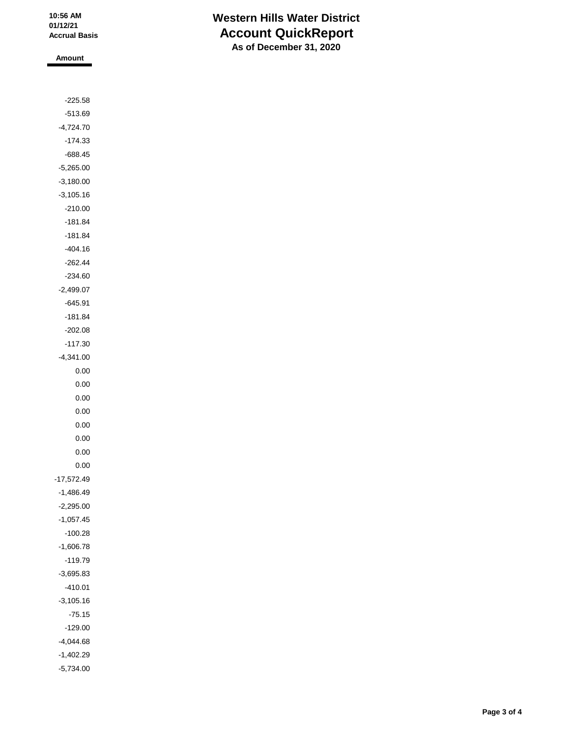# Western Hills Water District
## Account QuickReport
### As of December 31, 2020

10:56 AM
01/12/21
Accrual Basis

| Amount |
|---:|
| -225.58 |
| -513.69 |
| -4,724.70 |
| -174.33 |
| -688.45 |
| -5,265.00 |
| -3,180.00 |
| -3,105.16 |
| -210.00 |
| -181.84 |
| -181.84 |
| -404.16 |
| -262.44 |
| -234.60 |
| -2,499.07 |
| -645.91 |
| -181.84 |
| -202.08 |
| -117.30 |
| -4,341.00 |
| 0.00 |
| 0.00 |
| 0.00 |
| 0.00 |
| 0.00 |
| 0.00 |
| 0.00 |
| 0.00 |
| -17,572.49 |
| -1,486.49 |
| -2,295.00 |
| -1,057.45 |
| -100.28 |
| -1,606.78 |
| -119.79 |
| -3,695.83 |
| -410.01 |
| -3,105.16 |
| -75.15 |
| -129.00 |
| -4,044.68 |
| -1,402.29 |
| -5,734.00 |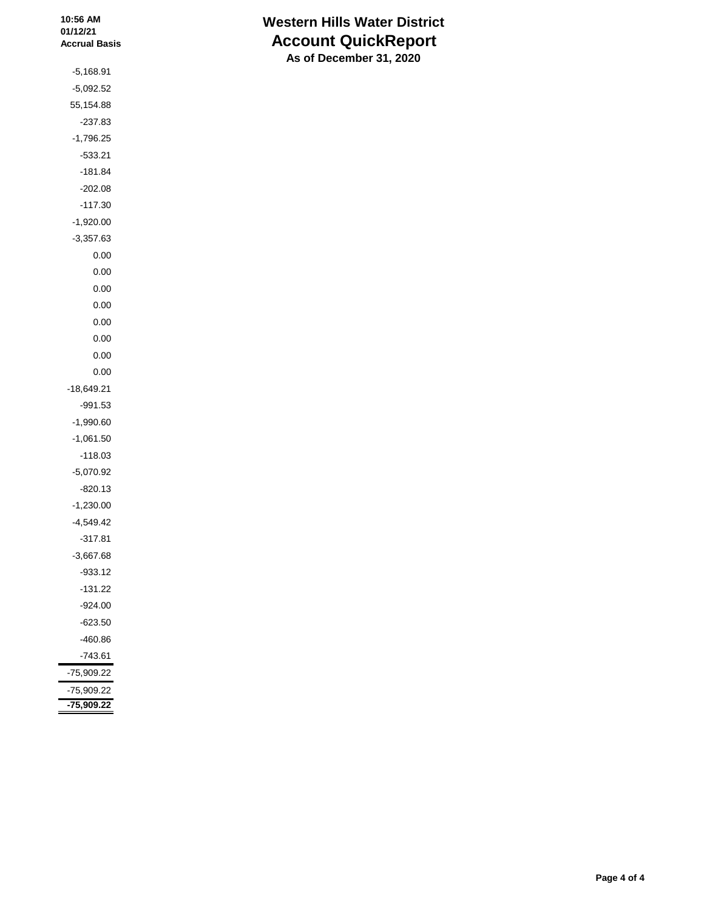10:56 AM
01/12/21
Accrual Basis

# Western Hills Water District
## Account QuickReport
### As of December 31, 2020

| |
|---|
| -5,168.91 |
| -5,092.52 |
| 55,154.88 |
| -237.83 |
| -1,796.25 |
| -533.21 |
| -181.84 |
| -202.08 |
| -117.30 |
| -1,920.00 |
| -3,357.63 |
| 0.00 |
| 0.00 |
| 0.00 |
| 0.00 |
| 0.00 |
| 0.00 |
| 0.00 |
| 0.00 |
| -18,649.21 |
| -991.53 |
| -1,990.60 |
| -1,061.50 |
| -118.03 |
| -5,070.92 |
| -820.13 |
| -1,230.00 |
| -4,549.42 |
| -317.81 |
| -3,667.68 |
| -933.12 |
| -131.22 |
| -924.00 |
| -623.50 |
| -460.86 |
| -743.61 |
| -75,909.22 |
| -75,909.22 |
| **-75,909.22** |